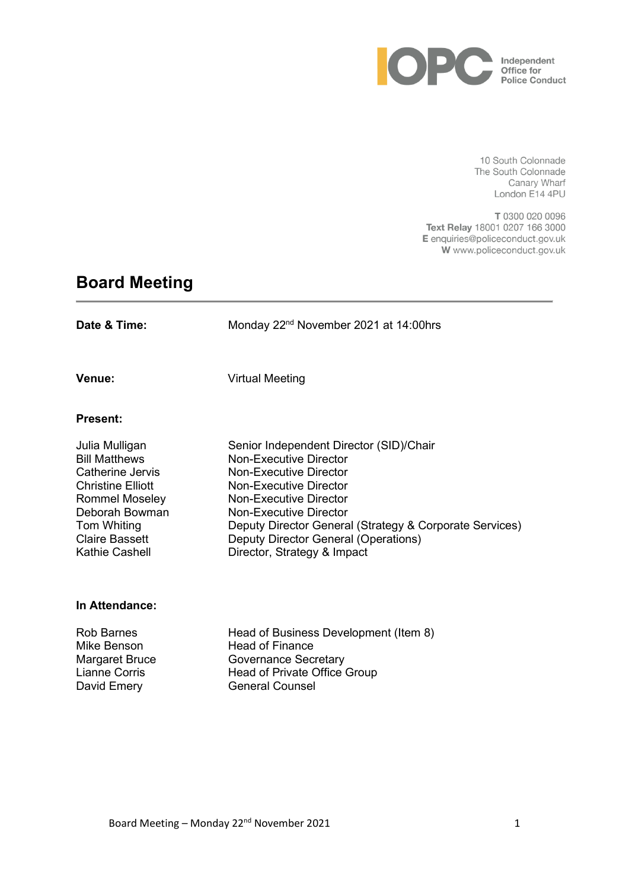Independent Office for Police Conduct

10 South Colonnade
The South Colonnade
Canary Wharf
London E14 4PU

**T** 0300 020 0096
**Text Relay** 18001 0207 166 3000
**E** enquiries@policeconduct.gov.uk
**W** www.policeconduct.gov.uk

# Board Meeting

**Date & Time:** Monday 22nd November 2021 at 14:00hrs

**Venue:** Virtual Meeting

**Present:**

| | |
|---|---|
| Julia Mulligan | Senior Independent Director (SID)/Chair |
| Bill Matthews | Non-Executive Director |
| Catherine Jervis | Non-Executive Director |
| Christine Elliott | Non-Executive Director |
| Rommel Moseley | Non-Executive Director |
| Deborah Bowman | Non-Executive Director |
| Tom Whiting | Deputy Director General (Strategy & Corporate Services) |
| Claire Bassett | Deputy Director General (Operations) |
| Kathie Cashell | Director, Strategy & Impact |

**In Attendance:**

| | |
|---|---|
| Rob Barnes | Head of Business Development (Item 8) |
| Mike Benson | Head of Finance |
| Margaret Bruce | Governance Secretary |
| Lianne Corris | Head of Private Office Group |
| David Emery | General Counsel |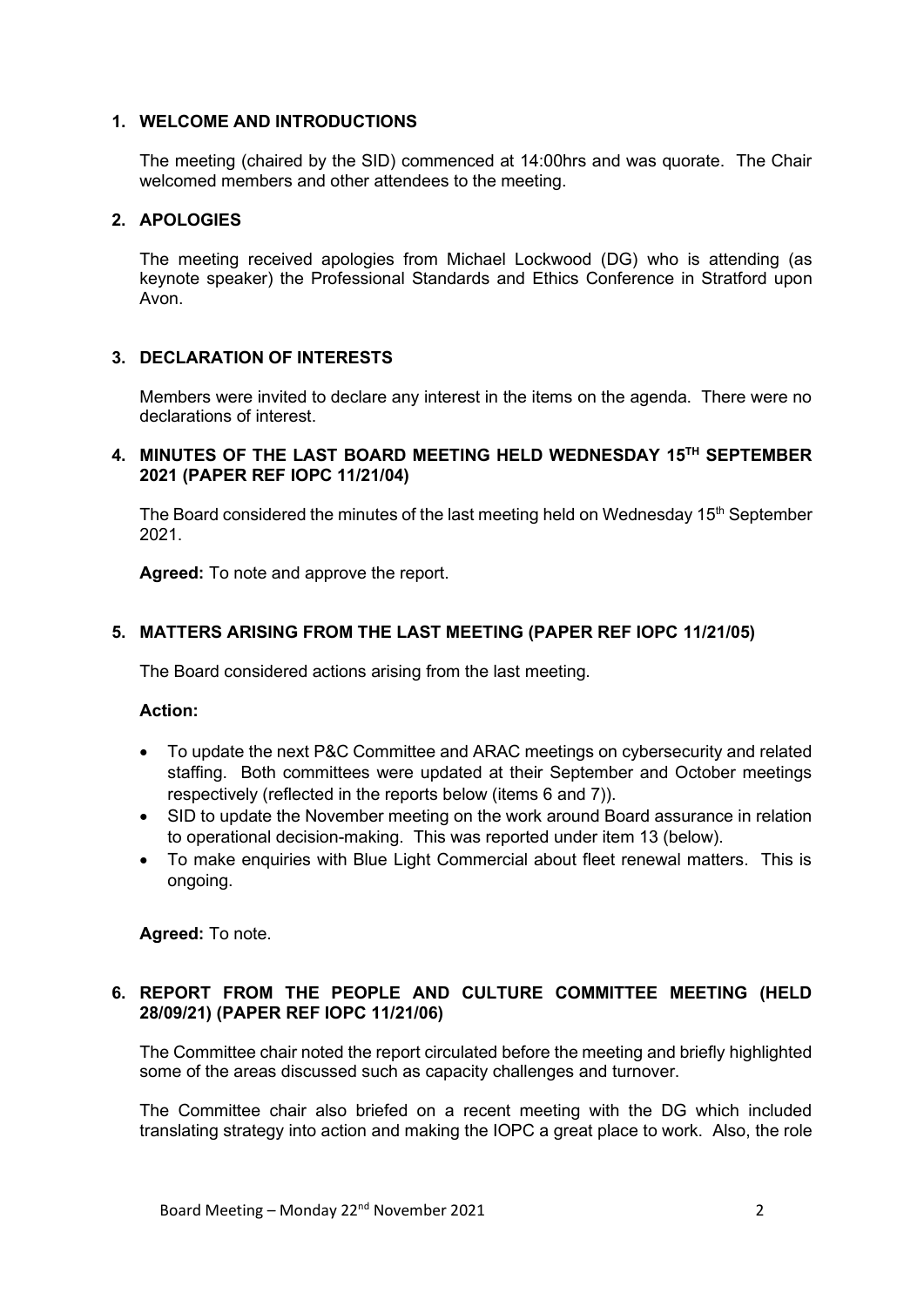## 1. WELCOME AND INTRODUCTIONS

The meeting (chaired by the SID) commenced at 14:00hrs and was quorate. The Chair welcomed members and other attendees to the meeting.

## 2. APOLOGIES

The meeting received apologies from Michael Lockwood (DG) who is attending (as keynote speaker) the Professional Standards and Ethics Conference in Stratford upon Avon.

## 3. DECLARATION OF INTERESTS

Members were invited to declare any interest in the items on the agenda. There were no declarations of interest.

## 4. MINUTES OF THE LAST BOARD MEETING HELD WEDNESDAY 15TH SEPTEMBER 2021 (PAPER REF IOPC 11/21/04)

The Board considered the minutes of the last meeting held on Wednesday 15th September 2021.

**Agreed:** To note and approve the report.

## 5. MATTERS ARISING FROM THE LAST MEETING (PAPER REF IOPC 11/21/05)

The Board considered actions arising from the last meeting.

**Action:**

- To update the next P&C Committee and ARAC meetings on cybersecurity and related staffing. Both committees were updated at their September and October meetings respectively (reflected in the reports below (items 6 and 7)).
- SID to update the November meeting on the work around Board assurance in relation to operational decision-making. This was reported under item 13 (below).
- To make enquiries with Blue Light Commercial about fleet renewal matters. This is ongoing.

**Agreed:** To note.

## 6. REPORT FROM THE PEOPLE AND CULTURE COMMITTEE MEETING (HELD 28/09/21) (PAPER REF IOPC 11/21/06)

The Committee chair noted the report circulated before the meeting and briefly highlighted some of the areas discussed such as capacity challenges and turnover.

The Committee chair also briefed on a recent meeting with the DG which included translating strategy into action and making the IOPC a great place to work. Also, the role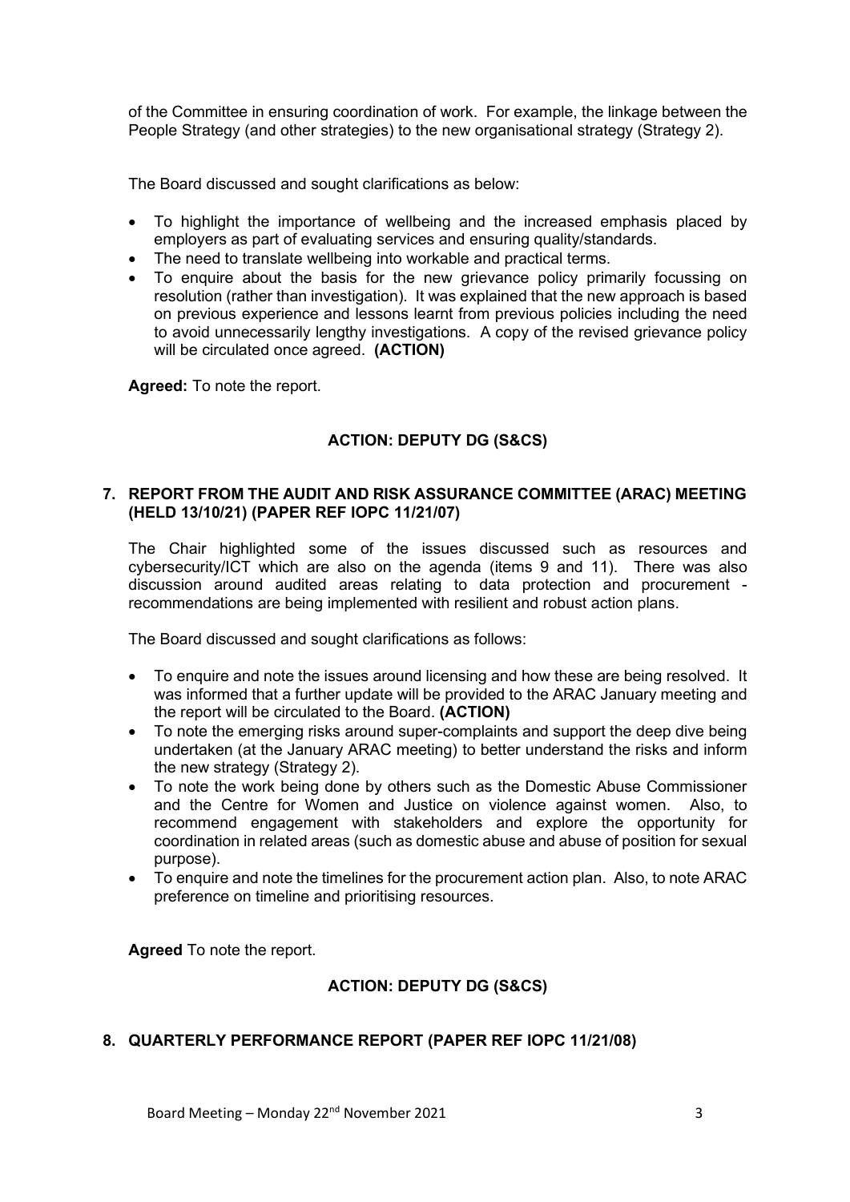of the Committee in ensuring coordination of work. For example, the linkage between the People Strategy (and other strategies) to the new organisational strategy (Strategy 2).

The Board discussed and sought clarifications as below:

- To highlight the importance of wellbeing and the increased emphasis placed by employers as part of evaluating services and ensuring quality/standards.
- The need to translate wellbeing into workable and practical terms.
- To enquire about the basis for the new grievance policy primarily focussing on resolution (rather than investigation). It was explained that the new approach is based on previous experience and lessons learnt from previous policies including the need to avoid unnecessarily lengthy investigations. A copy of the revised grievance policy will be circulated once agreed. **(ACTION)**

**Agreed:** To note the report.

**ACTION: DEPUTY DG (S&CS)**

## 7. REPORT FROM THE AUDIT AND RISK ASSURANCE COMMITTEE (ARAC) MEETING (HELD 13/10/21) (PAPER REF IOPC 11/21/07)

The Chair highlighted some of the issues discussed such as resources and cybersecurity/ICT which are also on the agenda (items 9 and 11). There was also discussion around audited areas relating to data protection and procurement - recommendations are being implemented with resilient and robust action plans.

The Board discussed and sought clarifications as follows:

- To enquire and note the issues around licensing and how these are being resolved. It was informed that a further update will be provided to the ARAC January meeting and the report will be circulated to the Board. **(ACTION)**
- To note the emerging risks around super-complaints and support the deep dive being undertaken (at the January ARAC meeting) to better understand the risks and inform the new strategy (Strategy 2).
- To note the work being done by others such as the Domestic Abuse Commissioner and the Centre for Women and Justice on violence against women. Also, to recommend engagement with stakeholders and explore the opportunity for coordination in related areas (such as domestic abuse and abuse of position for sexual purpose).
- To enquire and note the timelines for the procurement action plan. Also, to note ARAC preference on timeline and prioritising resources.

**Agreed** To note the report.

**ACTION: DEPUTY DG (S&CS)**

## 8. QUARTERLY PERFORMANCE REPORT (PAPER REF IOPC 11/21/08)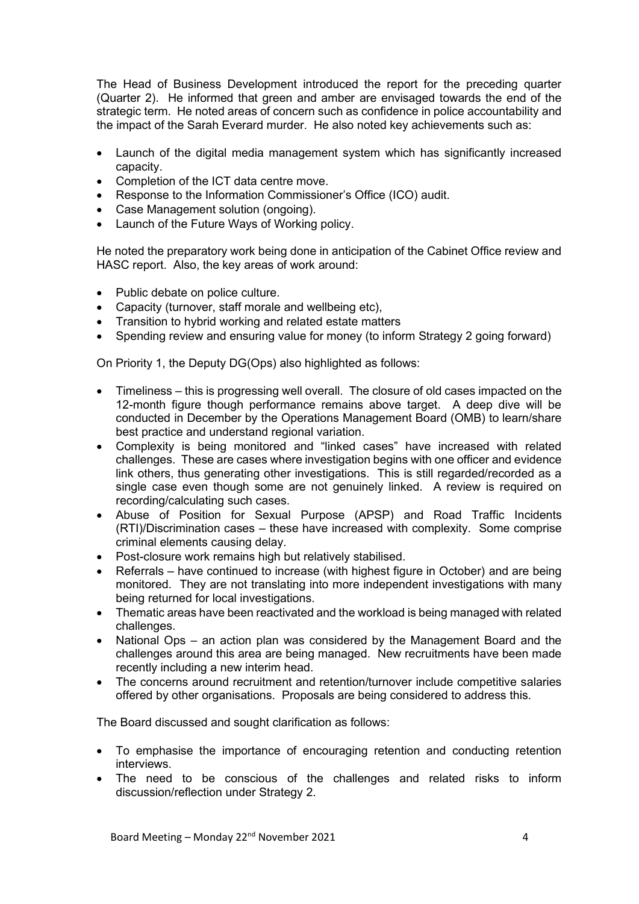The Head of Business Development introduced the report for the preceding quarter (Quarter 2). He informed that green and amber are envisaged towards the end of the strategic term. He noted areas of concern such as confidence in police accountability and the impact of the Sarah Everard murder. He also noted key achievements such as:

- Launch of the digital media management system which has significantly increased capacity.
- Completion of the ICT data centre move.
- Response to the Information Commissioner's Office (ICO) audit.
- Case Management solution (ongoing).
- Launch of the Future Ways of Working policy.

He noted the preparatory work being done in anticipation of the Cabinet Office review and HASC report. Also, the key areas of work around:

- Public debate on police culture.
- Capacity (turnover, staff morale and wellbeing etc),
- Transition to hybrid working and related estate matters
- Spending review and ensuring value for money (to inform Strategy 2 going forward)

On Priority 1, the Deputy DG(Ops) also highlighted as follows:

- Timeliness – this is progressing well overall. The closure of old cases impacted on the 12-month figure though performance remains above target. A deep dive will be conducted in December by the Operations Management Board (OMB) to learn/share best practice and understand regional variation.
- Complexity is being monitored and "linked cases" have increased with related challenges. These are cases where investigation begins with one officer and evidence link others, thus generating other investigations. This is still regarded/recorded as a single case even though some are not genuinely linked. A review is required on recording/calculating such cases.
- Abuse of Position for Sexual Purpose (APSP) and Road Traffic Incidents (RTI)/Discrimination cases – these have increased with complexity. Some comprise criminal elements causing delay.
- Post-closure work remains high but relatively stabilised.
- Referrals – have continued to increase (with highest figure in October) and are being monitored. They are not translating into more independent investigations with many being returned for local investigations.
- Thematic areas have been reactivated and the workload is being managed with related challenges.
- National Ops – an action plan was considered by the Management Board and the challenges around this area are being managed. New recruitments have been made recently including a new interim head.
- The concerns around recruitment and retention/turnover include competitive salaries offered by other organisations. Proposals are being considered to address this.

The Board discussed and sought clarification as follows:

- To emphasise the importance of encouraging retention and conducting retention interviews.
- The need to be conscious of the challenges and related risks to inform discussion/reflection under Strategy 2.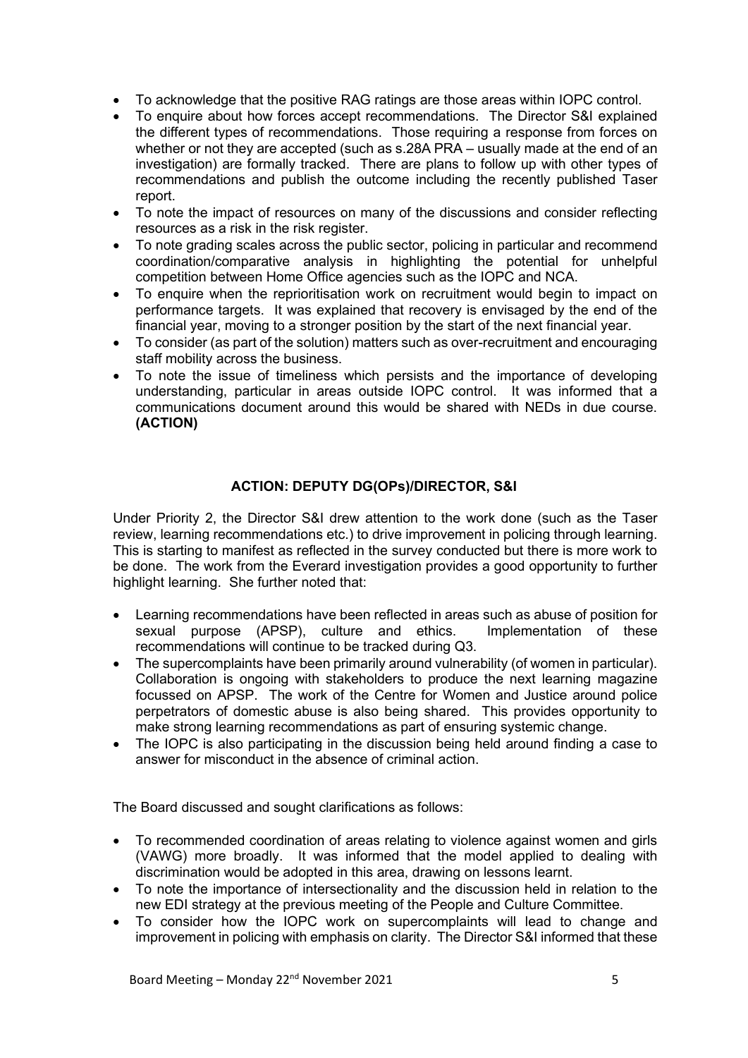- To acknowledge that the positive RAG ratings are those areas within IOPC control.
- To enquire about how forces accept recommendations. The Director S&I explained the different types of recommendations. Those requiring a response from forces on whether or not they are accepted (such as s.28A PRA – usually made at the end of an investigation) are formally tracked. There are plans to follow up with other types of recommendations and publish the outcome including the recently published Taser report.
- To note the impact of resources on many of the discussions and consider reflecting resources as a risk in the risk register.
- To note grading scales across the public sector, policing in particular and recommend coordination/comparative analysis in highlighting the potential for unhelpful competition between Home Office agencies such as the IOPC and NCA.
- To enquire when the reprioritisation work on recruitment would begin to impact on performance targets. It was explained that recovery is envisaged by the end of the financial year, moving to a stronger position by the start of the next financial year.
- To consider (as part of the solution) matters such as over-recruitment and encouraging staff mobility across the business.
- To note the issue of timeliness which persists and the importance of developing understanding, particular in areas outside IOPC control. It was informed that a communications document around this would be shared with NEDs in due course. **(ACTION)**

**ACTION: DEPUTY DG(OPs)/DIRECTOR, S&I**

Under Priority 2, the Director S&I drew attention to the work done (such as the Taser review, learning recommendations etc.) to drive improvement in policing through learning. This is starting to manifest as reflected in the survey conducted but there is more work to be done. The work from the Everard investigation provides a good opportunity to further highlight learning. She further noted that:

- Learning recommendations have been reflected in areas such as abuse of position for sexual purpose (APSP), culture and ethics. Implementation of these recommendations will continue to be tracked during Q3.
- The supercomplaints have been primarily around vulnerability (of women in particular). Collaboration is ongoing with stakeholders to produce the next learning magazine focussed on APSP. The work of the Centre for Women and Justice around police perpetrators of domestic abuse is also being shared. This provides opportunity to make strong learning recommendations as part of ensuring systemic change.
- The IOPC is also participating in the discussion being held around finding a case to answer for misconduct in the absence of criminal action.

The Board discussed and sought clarifications as follows:

- To recommended coordination of areas relating to violence against women and girls (VAWG) more broadly. It was informed that the model applied to dealing with discrimination would be adopted in this area, drawing on lessons learnt.
- To note the importance of intersectionality and the discussion held in relation to the new EDI strategy at the previous meeting of the People and Culture Committee.
- To consider how the IOPC work on supercomplaints will lead to change and improvement in policing with emphasis on clarity. The Director S&I informed that these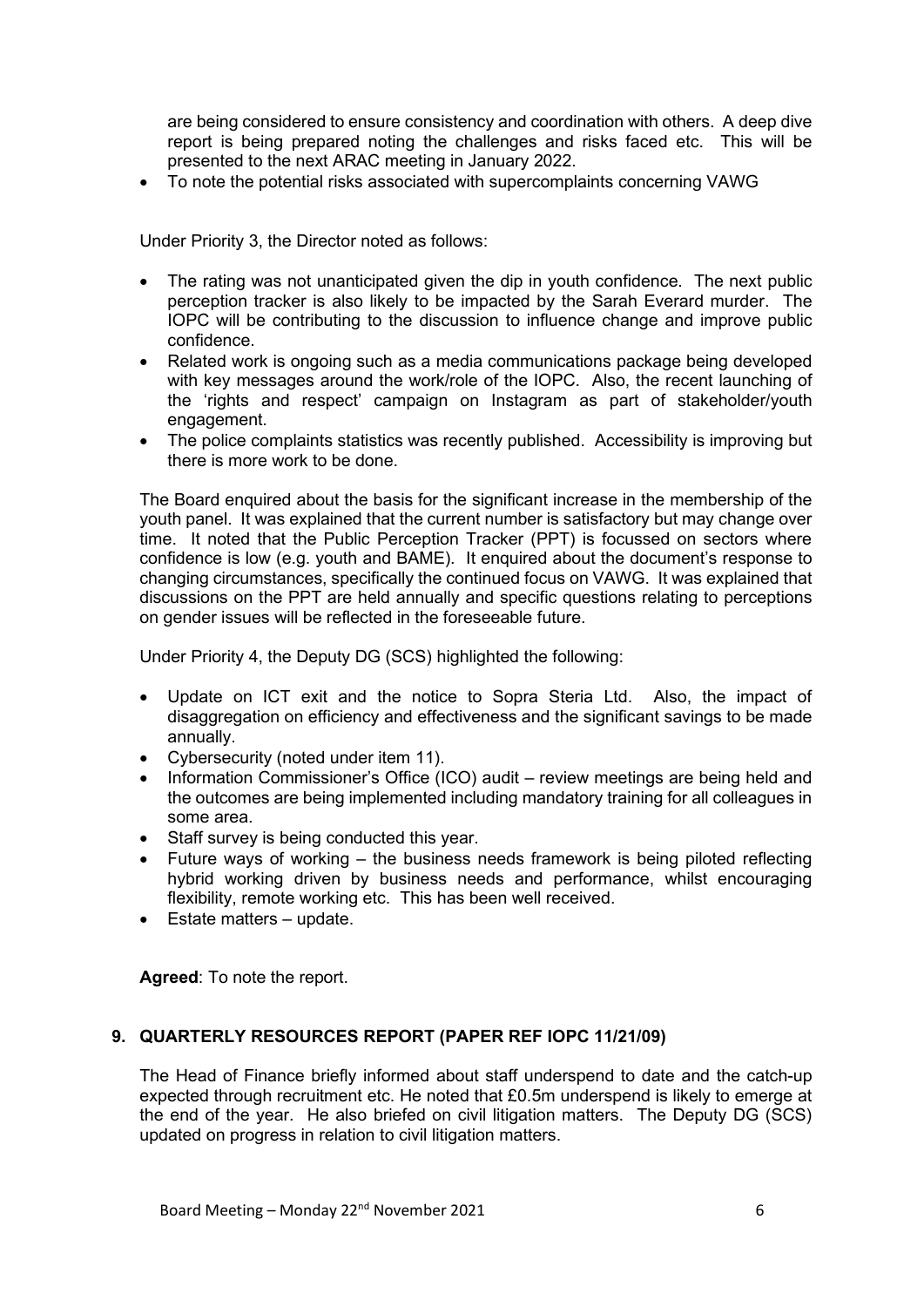are being considered to ensure consistency and coordination with others. A deep dive report is being prepared noting the challenges and risks faced etc. This will be presented to the next ARAC meeting in January 2022.

- To note the potential risks associated with supercomplaints concerning VAWG

Under Priority 3, the Director noted as follows:

- The rating was not unanticipated given the dip in youth confidence. The next public perception tracker is also likely to be impacted by the Sarah Everard murder. The IOPC will be contributing to the discussion to influence change and improve public confidence.
- Related work is ongoing such as a media communications package being developed with key messages around the work/role of the IOPC. Also, the recent launching of the 'rights and respect' campaign on Instagram as part of stakeholder/youth engagement.
- The police complaints statistics was recently published. Accessibility is improving but there is more work to be done.

The Board enquired about the basis for the significant increase in the membership of the youth panel. It was explained that the current number is satisfactory but may change over time. It noted that the Public Perception Tracker (PPT) is focussed on sectors where confidence is low (e.g. youth and BAME). It enquired about the document's response to changing circumstances, specifically the continued focus on VAWG. It was explained that discussions on the PPT are held annually and specific questions relating to perceptions on gender issues will be reflected in the foreseeable future.

Under Priority 4, the Deputy DG (SCS) highlighted the following:

- Update on ICT exit and the notice to Sopra Steria Ltd. Also, the impact of disaggregation on efficiency and effectiveness and the significant savings to be made annually.
- Cybersecurity (noted under item 11).
- Information Commissioner's Office (ICO) audit – review meetings are being held and the outcomes are being implemented including mandatory training for all colleagues in some area.
- Staff survey is being conducted this year.
- Future ways of working – the business needs framework is being piloted reflecting hybrid working driven by business needs and performance, whilst encouraging flexibility, remote working etc. This has been well received.
- Estate matters – update.

**Agreed**: To note the report.

## 9. QUARTERLY RESOURCES REPORT (PAPER REF IOPC 11/21/09)

The Head of Finance briefly informed about staff underspend to date and the catch-up expected through recruitment etc. He noted that £0.5m underspend is likely to emerge at the end of the year. He also briefed on civil litigation matters. The Deputy DG (SCS) updated on progress in relation to civil litigation matters.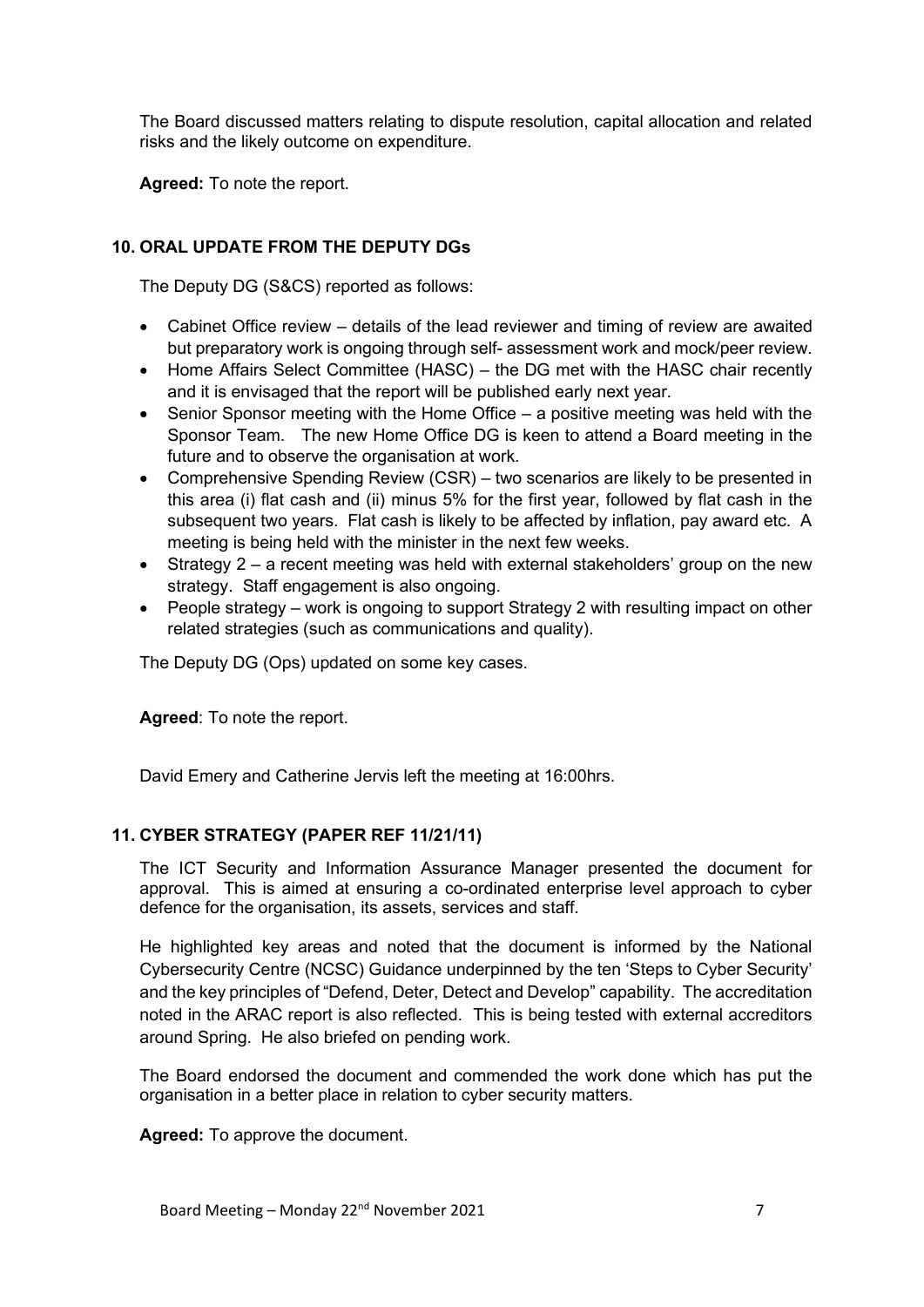The Board discussed matters relating to dispute resolution, capital allocation and related risks and the likely outcome on expenditure.

**Agreed:** To note the report.

## 10. ORAL UPDATE FROM THE DEPUTY DGs

The Deputy DG (S&CS) reported as follows:

- Cabinet Office review – details of the lead reviewer and timing of review are awaited but preparatory work is ongoing through self- assessment work and mock/peer review.
- Home Affairs Select Committee (HASC) – the DG met with the HASC chair recently and it is envisaged that the report will be published early next year.
- Senior Sponsor meeting with the Home Office – a positive meeting was held with the Sponsor Team. The new Home Office DG is keen to attend a Board meeting in the future and to observe the organisation at work.
- Comprehensive Spending Review (CSR) – two scenarios are likely to be presented in this area (i) flat cash and (ii) minus 5% for the first year, followed by flat cash in the subsequent two years. Flat cash is likely to be affected by inflation, pay award etc. A meeting is being held with the minister in the next few weeks.
- Strategy 2 – a recent meeting was held with external stakeholders' group on the new strategy. Staff engagement is also ongoing.
- People strategy – work is ongoing to support Strategy 2 with resulting impact on other related strategies (such as communications and quality).

The Deputy DG (Ops) updated on some key cases.

**Agreed**: To note the report.

David Emery and Catherine Jervis left the meeting at 16:00hrs.

## 11. CYBER STRATEGY (PAPER REF 11/21/11)

The ICT Security and Information Assurance Manager presented the document for approval. This is aimed at ensuring a co-ordinated enterprise level approach to cyber defence for the organisation, its assets, services and staff.

He highlighted key areas and noted that the document is informed by the National Cybersecurity Centre (NCSC) Guidance underpinned by the ten 'Steps to Cyber Security' and the key principles of "Defend, Deter, Detect and Develop" capability. The accreditation noted in the ARAC report is also reflected. This is being tested with external accreditors around Spring. He also briefed on pending work.

The Board endorsed the document and commended the work done which has put the organisation in a better place in relation to cyber security matters.

**Agreed:** To approve the document.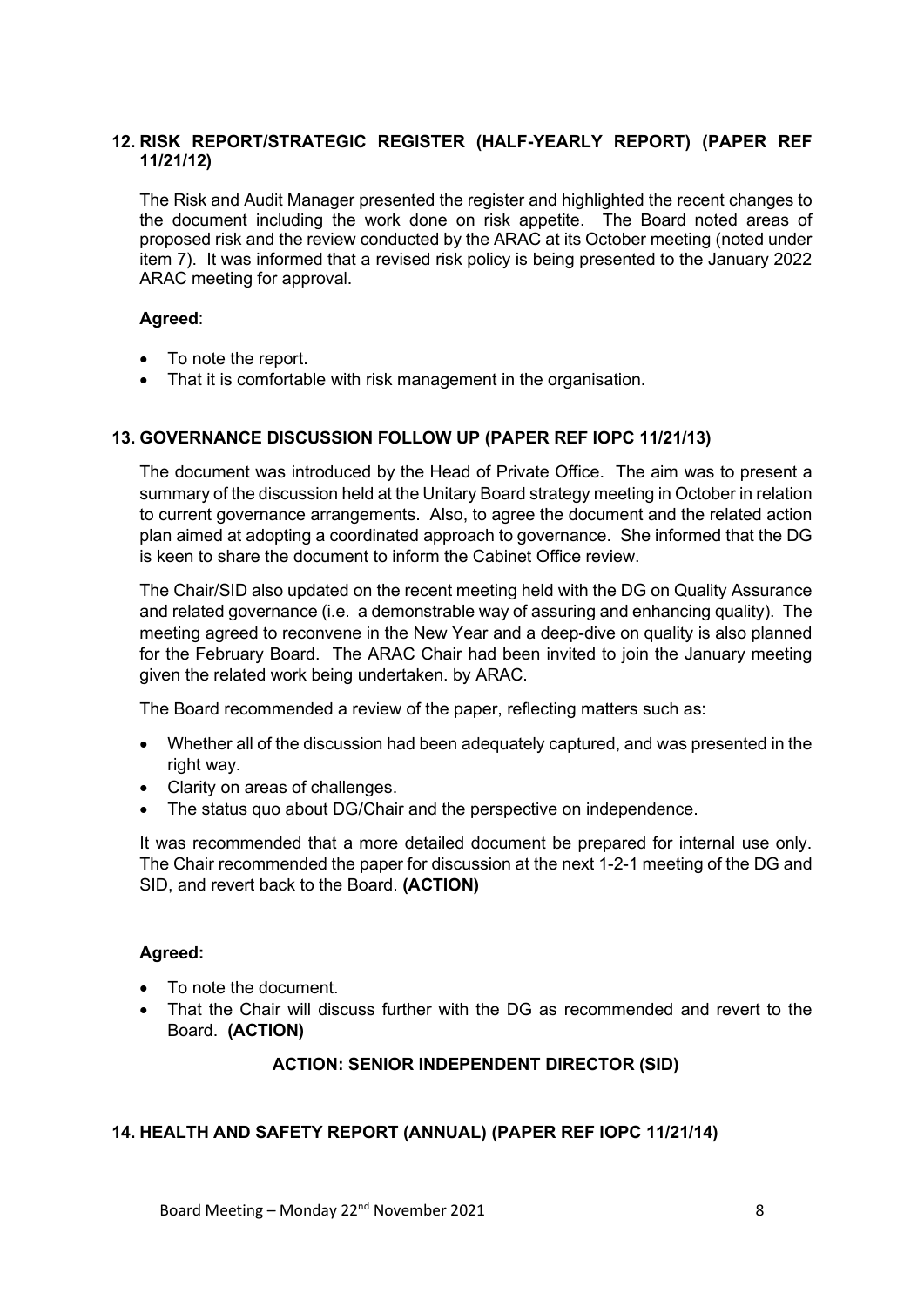## 12. RISK REPORT/STRATEGIC REGISTER (HALF-YEARLY REPORT) (PAPER REF 11/21/12)

The Risk and Audit Manager presented the register and highlighted the recent changes to the document including the work done on risk appetite. The Board noted areas of proposed risk and the review conducted by the ARAC at its October meeting (noted under item 7). It was informed that a revised risk policy is being presented to the January 2022 ARAC meeting for approval.

**Agreed**:

- To note the report.
- That it is comfortable with risk management in the organisation.

## 13. GOVERNANCE DISCUSSION FOLLOW UP (PAPER REF IOPC 11/21/13)

The document was introduced by the Head of Private Office. The aim was to present a summary of the discussion held at the Unitary Board strategy meeting in October in relation to current governance arrangements. Also, to agree the document and the related action plan aimed at adopting a coordinated approach to governance. She informed that the DG is keen to share the document to inform the Cabinet Office review.

The Chair/SID also updated on the recent meeting held with the DG on Quality Assurance and related governance (i.e. a demonstrable way of assuring and enhancing quality). The meeting agreed to reconvene in the New Year and a deep-dive on quality is also planned for the February Board. The ARAC Chair had been invited to join the January meeting given the related work being undertaken. by ARAC.

The Board recommended a review of the paper, reflecting matters such as:

- Whether all of the discussion had been adequately captured, and was presented in the right way.
- Clarity on areas of challenges.
- The status quo about DG/Chair and the perspective on independence.

It was recommended that a more detailed document be prepared for internal use only. The Chair recommended the paper for discussion at the next 1-2-1 meeting of the DG and SID, and revert back to the Board. **(ACTION)**

**Agreed:**

- To note the document.
- That the Chair will discuss further with the DG as recommended and revert to the Board. **(ACTION)**

**ACTION: SENIOR INDEPENDENT DIRECTOR (SID)**

## 14. HEALTH AND SAFETY REPORT (ANNUAL) (PAPER REF IOPC 11/21/14)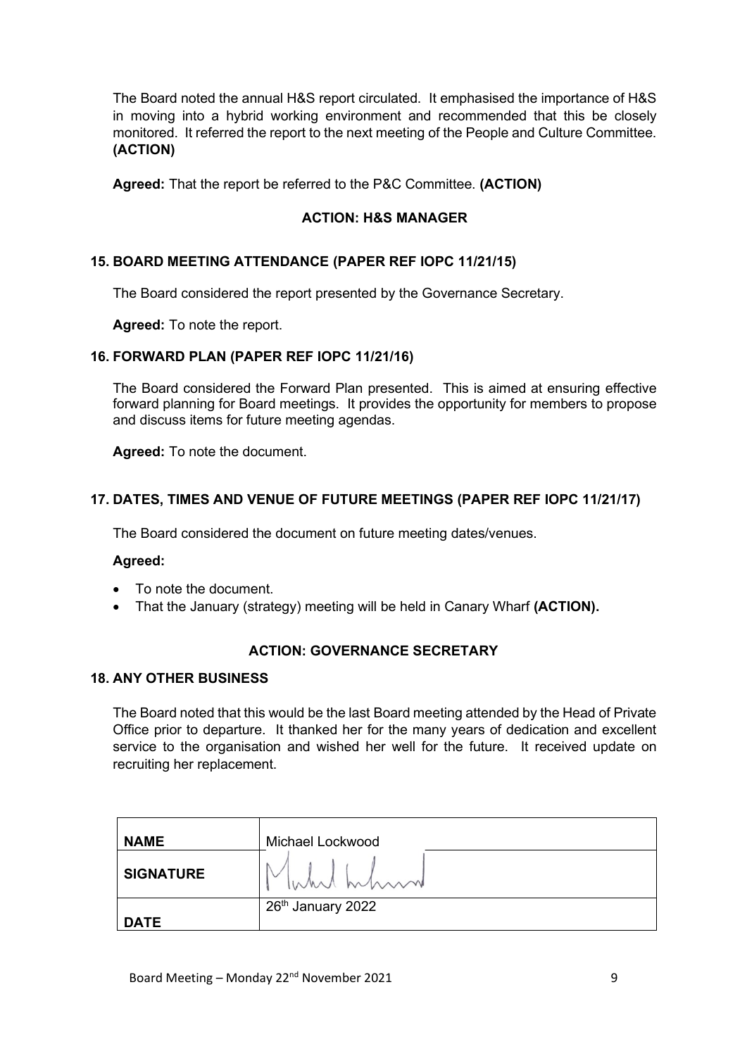The Board noted the annual H&S report circulated. It emphasised the importance of H&S in moving into a hybrid working environment and recommended that this be closely monitored. It referred the report to the next meeting of the People and Culture Committee. **(ACTION)**

**Agreed:** That the report be referred to the P&C Committee. **(ACTION)**

**ACTION: H&S MANAGER**

## 15. BOARD MEETING ATTENDANCE (PAPER REF IOPC 11/21/15)

The Board considered the report presented by the Governance Secretary.

**Agreed:** To note the report.

## 16. FORWARD PLAN (PAPER REF IOPC 11/21/16)

The Board considered the Forward Plan presented. This is aimed at ensuring effective forward planning for Board meetings. It provides the opportunity for members to propose and discuss items for future meeting agendas.

**Agreed:** To note the document.

## 17. DATES, TIMES AND VENUE OF FUTURE MEETINGS (PAPER REF IOPC 11/21/17)

The Board considered the document on future meeting dates/venues.

**Agreed:**

- To note the document.
- That the January (strategy) meeting will be held in Canary Wharf **(ACTION).**

**ACTION: GOVERNANCE SECRETARY**

## 18. ANY OTHER BUSINESS

The Board noted that this would be the last Board meeting attended by the Head of Private Office prior to departure. It thanked her for the many years of dedication and excellent service to the organisation and wished her well for the future. It received update on recruiting her replacement.

| | |
|---|---|
| **NAME** | Michael Lockwood |
| **SIGNATURE** | [signature] |
| **DATE** | 26th January 2022 |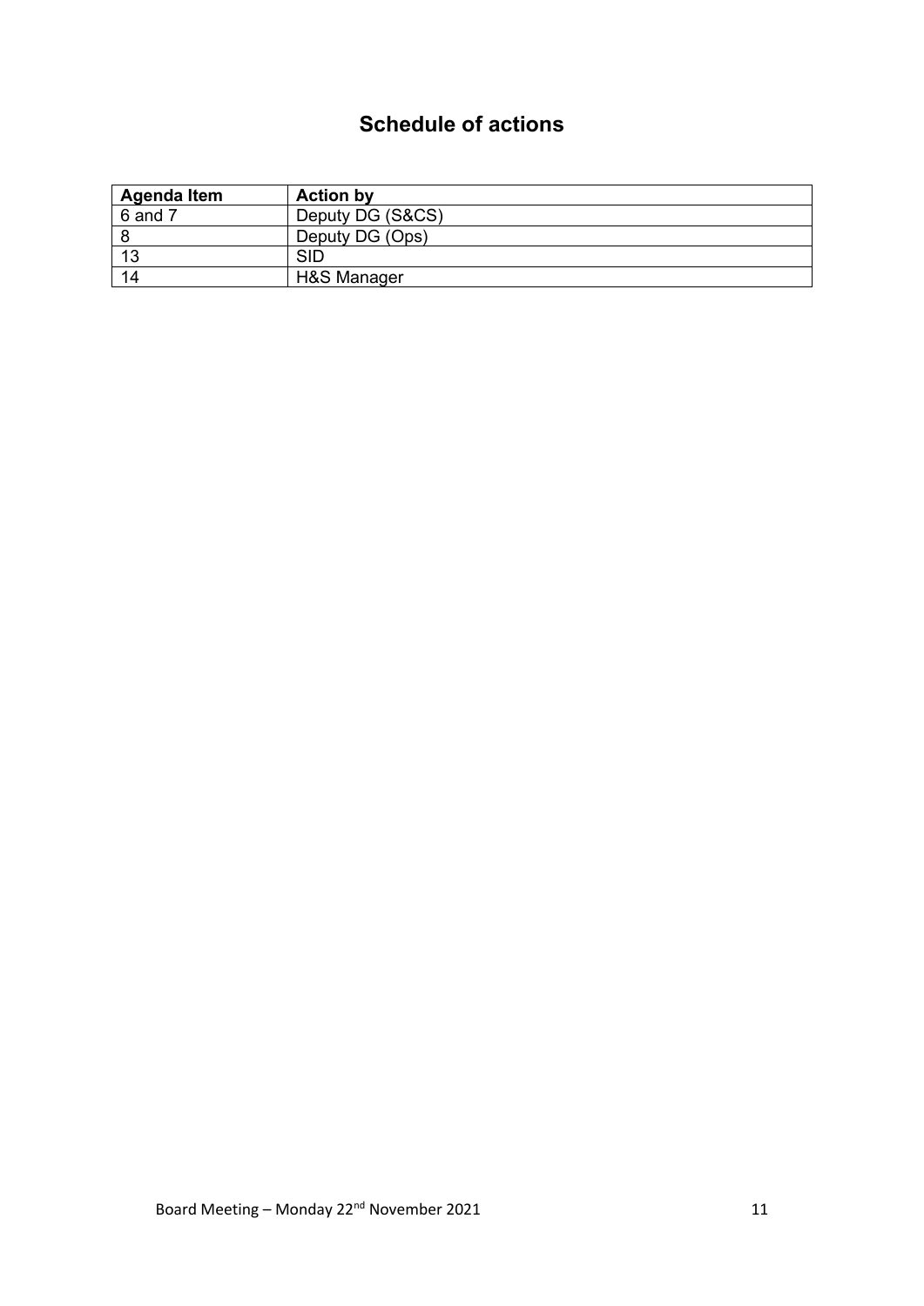## Schedule of actions

| Agenda Item | Action by |
|---|---|
| 6 and 7 | Deputy DG (S&CS) |
| 8 | Deputy DG (Ops) |
| 13 | SID |
| 14 | H&S Manager |